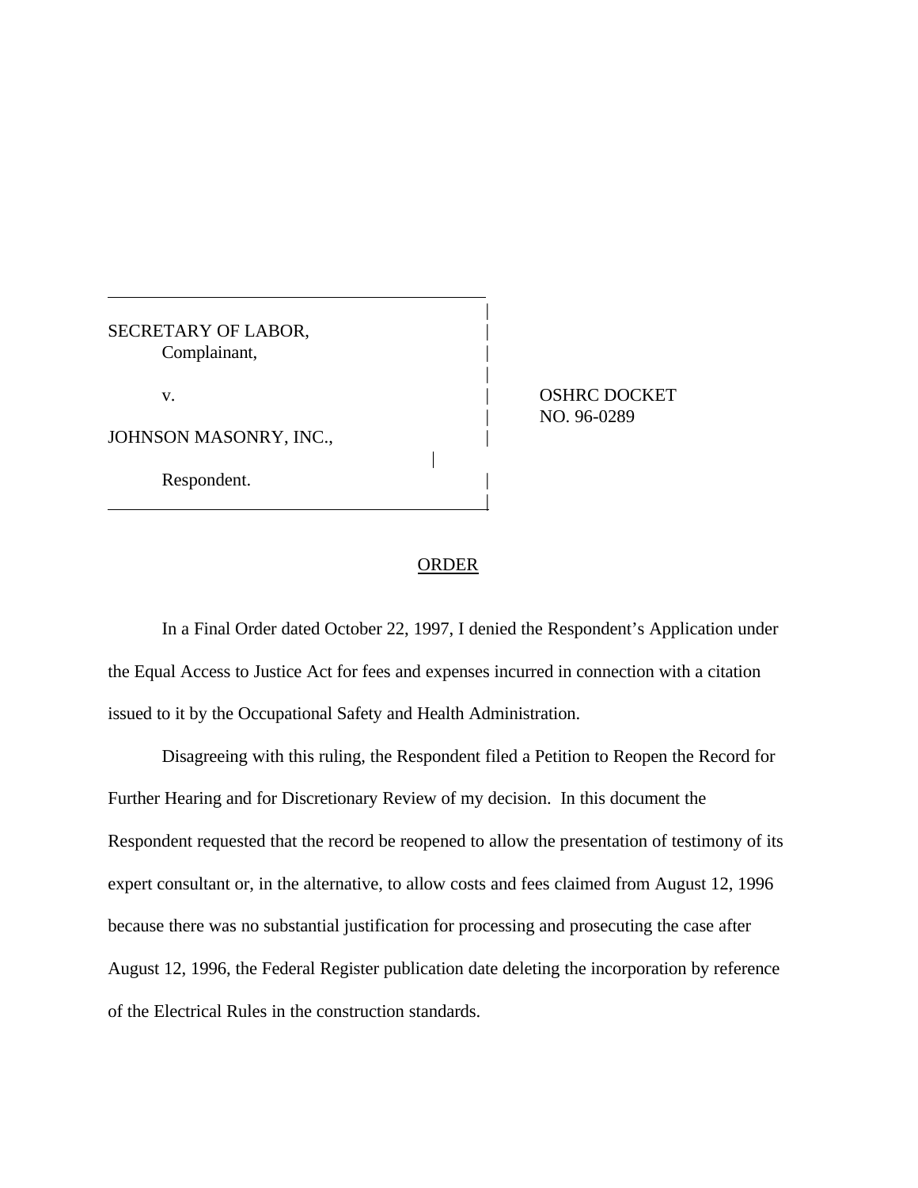SECRETARY OF LABOR,
Complainant,

v.

JOHNSON MASONRY, INC.,

Respondent.

OSHRC DOCKET NO. 96-0289

ORDER

In a Final Order dated October 22, 1997, I denied the Respondent's Application under the Equal Access to Justice Act for fees and expenses incurred in connection with a citation issued to it by the Occupational Safety and Health Administration.

Disagreeing with this ruling, the Respondent filed a Petition to Reopen the Record for Further Hearing and for Discretionary Review of my decision. In this document the Respondent requested that the record be reopened to allow the presentation of testimony of its expert consultant or, in the alternative, to allow costs and fees claimed from August 12, 1996 because there was no substantial justification for processing and prosecuting the case after August 12, 1996, the Federal Register publication date deleting the incorporation by reference of the Electrical Rules in the construction standards.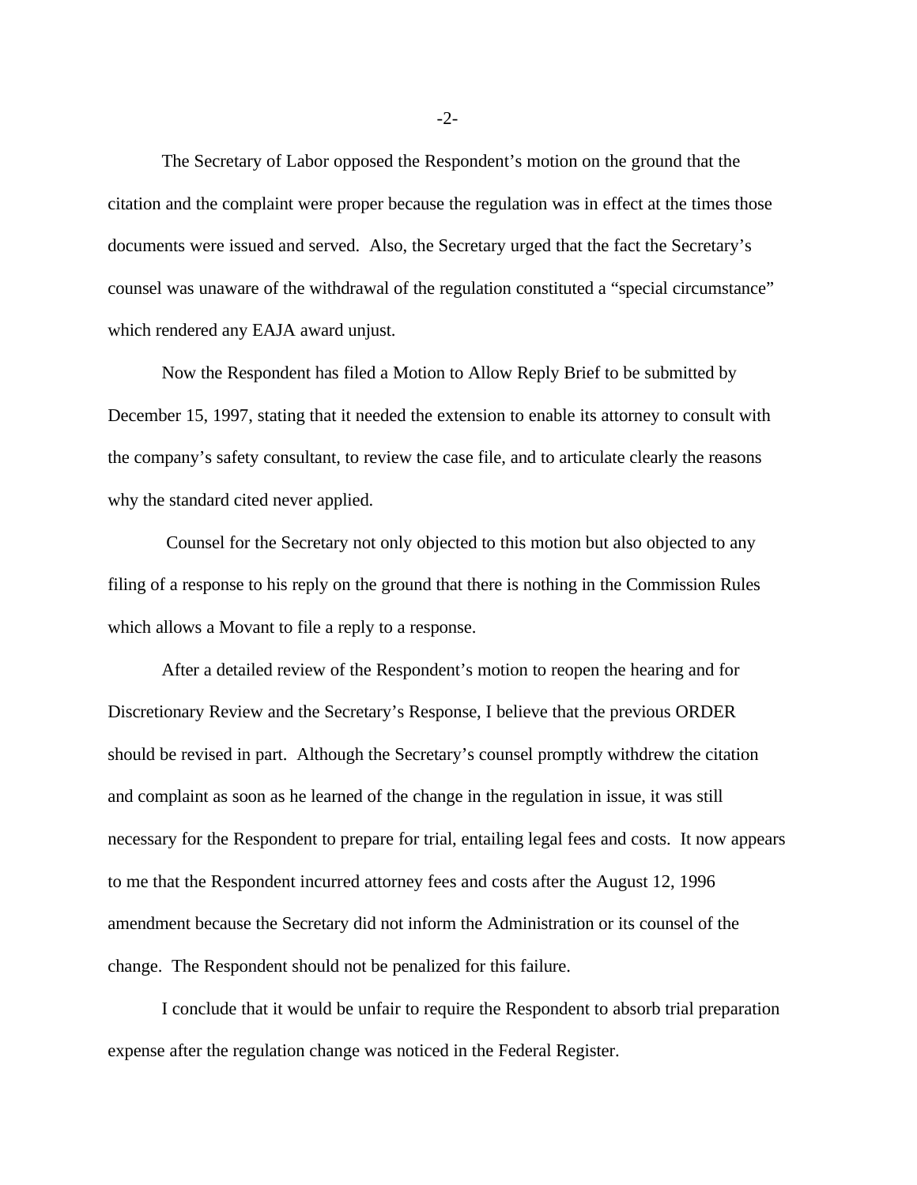The Secretary of Labor opposed the Respondent's motion on the ground that the citation and the complaint were proper because the regulation was in effect at the times those documents were issued and served. Also, the Secretary urged that the fact the Secretary's counsel was unaware of the withdrawal of the regulation constituted a "special circumstance" which rendered any EAJA award unjust.

Now the Respondent has filed a Motion to Allow Reply Brief to be submitted by December 15, 1997, stating that it needed the extension to enable its attorney to consult with the company's safety consultant, to review the case file, and to articulate clearly the reasons why the standard cited never applied.

Counsel for the Secretary not only objected to this motion but also objected to any filing of a response to his reply on the ground that there is nothing in the Commission Rules which allows a Movant to file a reply to a response.

After a detailed review of the Respondent's motion to reopen the hearing and for Discretionary Review and the Secretary's Response, I believe that the previous ORDER should be revised in part. Although the Secretary's counsel promptly withdrew the citation and complaint as soon as he learned of the change in the regulation in issue, it was still necessary for the Respondent to prepare for trial, entailing legal fees and costs. It now appears to me that the Respondent incurred attorney fees and costs after the August 12, 1996 amendment because the Secretary did not inform the Administration or its counsel of the change. The Respondent should not be penalized for this failure.

I conclude that it would be unfair to require the Respondent to absorb trial preparation expense after the regulation change was noticed in the Federal Register.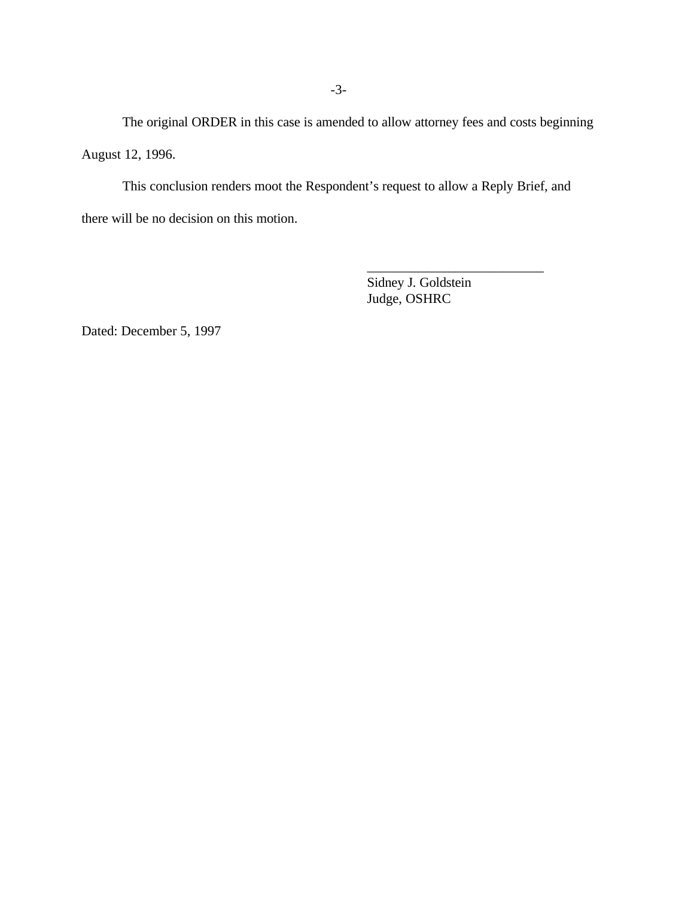The original ORDER in this case is amended to allow attorney fees and costs beginning August 12, 1996.

This conclusion renders moot the Respondent's request to allow a Reply Brief, and there will be no decision on this motion.

Sidney J. Goldstein
Judge, OSHRC

Dated: December 5, 1997